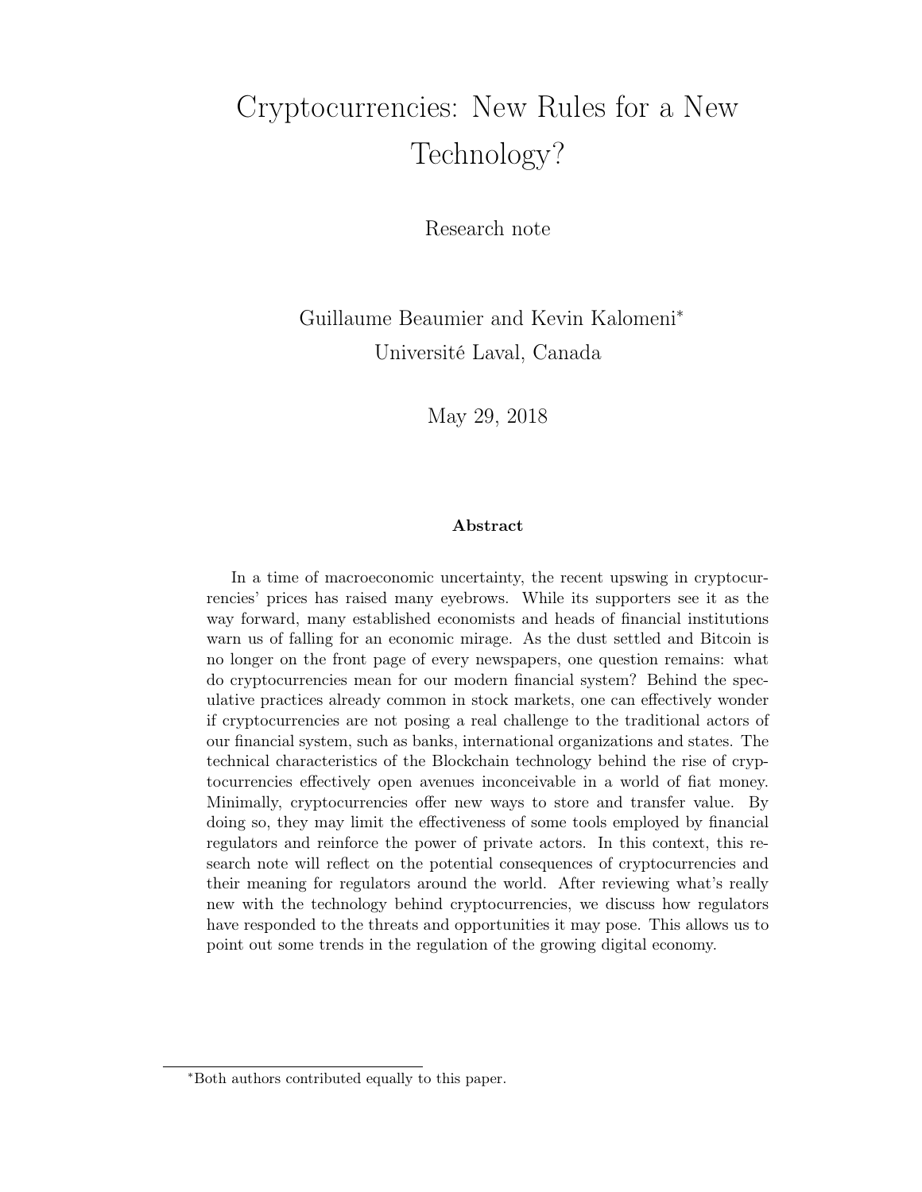# Cryptocurrencies: New Rules for a New Technology?

Research note

Guillaume Beaumier and Kevin Kalomeni*
Université Laval, Canada

May 29, 2018

**Abstract**

In a time of macroeconomic uncertainty, the recent upswing in cryptocurrencies' prices has raised many eyebrows. While its supporters see it as the way forward, many established economists and heads of financial institutions warn us of falling for an economic mirage. As the dust settled and Bitcoin is no longer on the front page of every newspapers, one question remains: what do cryptocurrencies mean for our modern financial system? Behind the speculative practices already common in stock markets, one can effectively wonder if cryptocurrencies are not posing a real challenge to the traditional actors of our financial system, such as banks, international organizations and states. The technical characteristics of the Blockchain technology behind the rise of cryptocurrencies effectively open avenues inconceivable in a world of fiat money. Minimally, cryptocurrencies offer new ways to store and transfer value. By doing so, they may limit the effectiveness of some tools employed by financial regulators and reinforce the power of private actors. In this context, this research note will reflect on the potential consequences of cryptocurrencies and their meaning for regulators around the world. After reviewing what's really new with the technology behind cryptocurrencies, we discuss how regulators have responded to the threats and opportunities it may pose. This allows us to point out some trends in the regulation of the growing digital economy.

---

*Both authors contributed equally to this paper.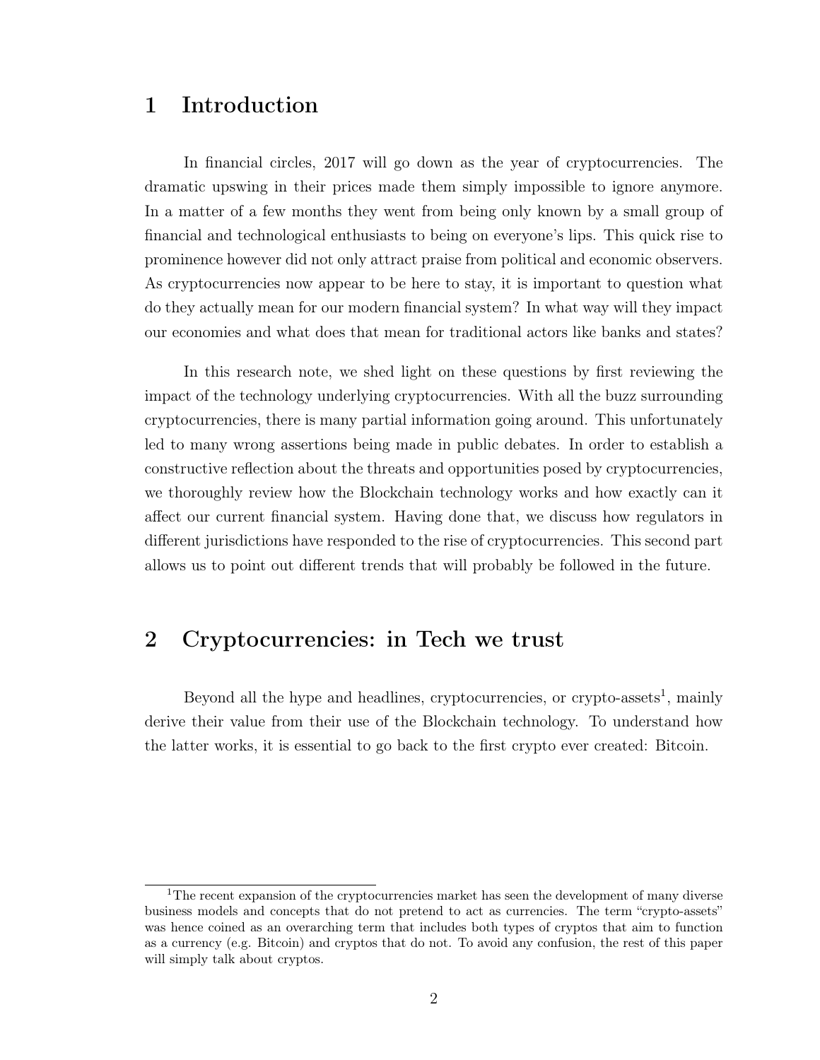# 1 Introduction

In financial circles, 2017 will go down as the year of cryptocurrencies. The dramatic upswing in their prices made them simply impossible to ignore anymore. In a matter of a few months they went from being only known by a small group of financial and technological enthusiasts to being on everyone's lips. This quick rise to prominence however did not only attract praise from political and economic observers. As cryptocurrencies now appear to be here to stay, it is important to question what do they actually mean for our modern financial system? In what way will they impact our economies and what does that mean for traditional actors like banks and states?

In this research note, we shed light on these questions by first reviewing the impact of the technology underlying cryptocurrencies. With all the buzz surrounding cryptocurrencies, there is many partial information going around. This unfortunately led to many wrong assertions being made in public debates. In order to establish a constructive reflection about the threats and opportunities posed by cryptocurrencies, we thoroughly review how the Blockchain technology works and how exactly can it affect our current financial system. Having done that, we discuss how regulators in different jurisdictions have responded to the rise of cryptocurrencies. This second part allows us to point out different trends that will probably be followed in the future.

# 2 Cryptocurrencies: in Tech we trust

Beyond all the hype and headlines, cryptocurrencies, or crypto-assets[1], mainly derive their value from their use of the Blockchain technology. To understand how the latter works, it is essential to go back to the first crypto ever created: Bitcoin.

[1] The recent expansion of the cryptocurrencies market has seen the development of many diverse business models and concepts that do not pretend to act as currencies. The term "crypto-assets" was hence coined as an overarching term that includes both types of cryptos that aim to function as a currency (e.g. Bitcoin) and cryptos that do not. To avoid any confusion, the rest of this paper will simply talk about cryptos.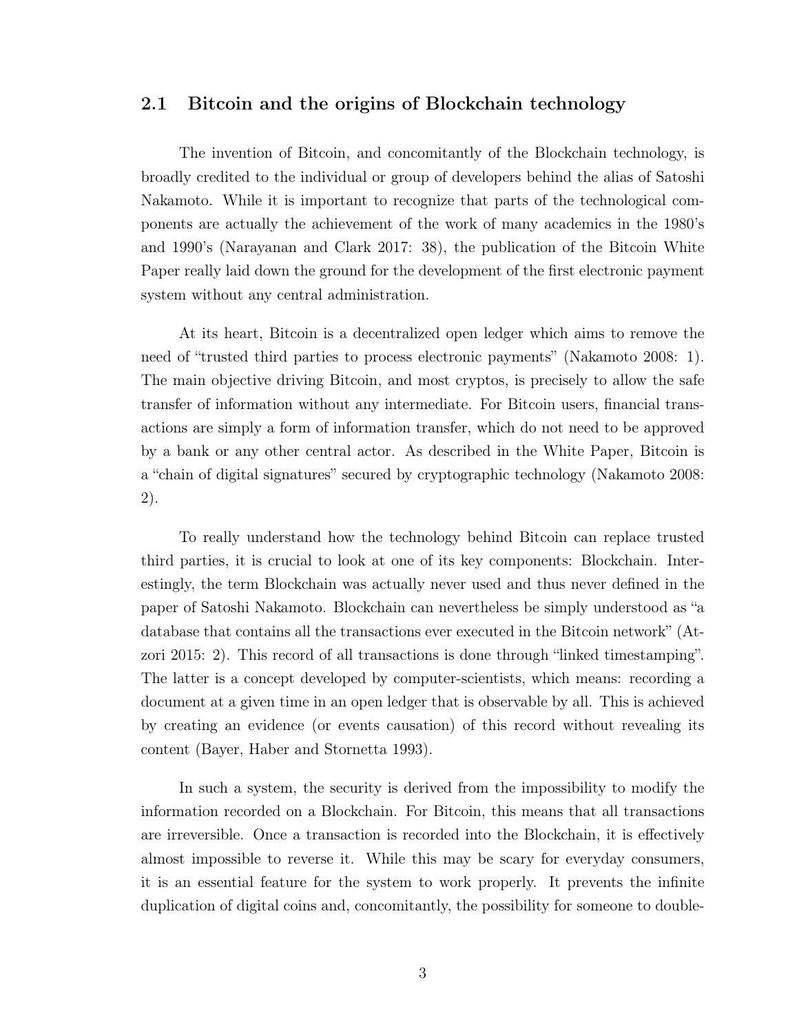## 2.1 Bitcoin and the origins of Blockchain technology

The invention of Bitcoin, and concomitantly of the Blockchain technology, is broadly credited to the individual or group of developers behind the alias of Satoshi Nakamoto. While it is important to recognize that parts of the technological components are actually the achievement of the work of many academics in the 1980's and 1990's (Narayanan and Clark 2017: 38), the publication of the Bitcoin White Paper really laid down the ground for the development of the first electronic payment system without any central administration.

At its heart, Bitcoin is a decentralized open ledger which aims to remove the need of "trusted third parties to process electronic payments" (Nakamoto 2008: 1). The main objective driving Bitcoin, and most cryptos, is precisely to allow the safe transfer of information without any intermediate. For Bitcoin users, financial transactions are simply a form of information transfer, which do not need to be approved by a bank or any other central actor. As described in the White Paper, Bitcoin is a "chain of digital signatures" secured by cryptographic technology (Nakamoto 2008: 2).

To really understand how the technology behind Bitcoin can replace trusted third parties, it is crucial to look at one of its key components: Blockchain. Interestingly, the term Blockchain was actually never used and thus never defined in the paper of Satoshi Nakamoto. Blockchain can nevertheless be simply understood as "a database that contains all the transactions ever executed in the Bitcoin network" (Atzori 2015: 2). This record of all transactions is done through "linked timestamping". The latter is a concept developed by computer-scientists, which means: recording a document at a given time in an open ledger that is observable by all. This is achieved by creating an evidence (or events causation) of this record without revealing its content (Bayer, Haber and Stornetta 1993).

In such a system, the security is derived from the impossibility to modify the information recorded on a Blockchain. For Bitcoin, this means that all transactions are irreversible. Once a transaction is recorded into the Blockchain, it is effectively almost impossible to reverse it. While this may be scary for everyday consumers, it is an essential feature for the system to work properly. It prevents the infinite duplication of digital coins and, concomitantly, the possibility for someone to double-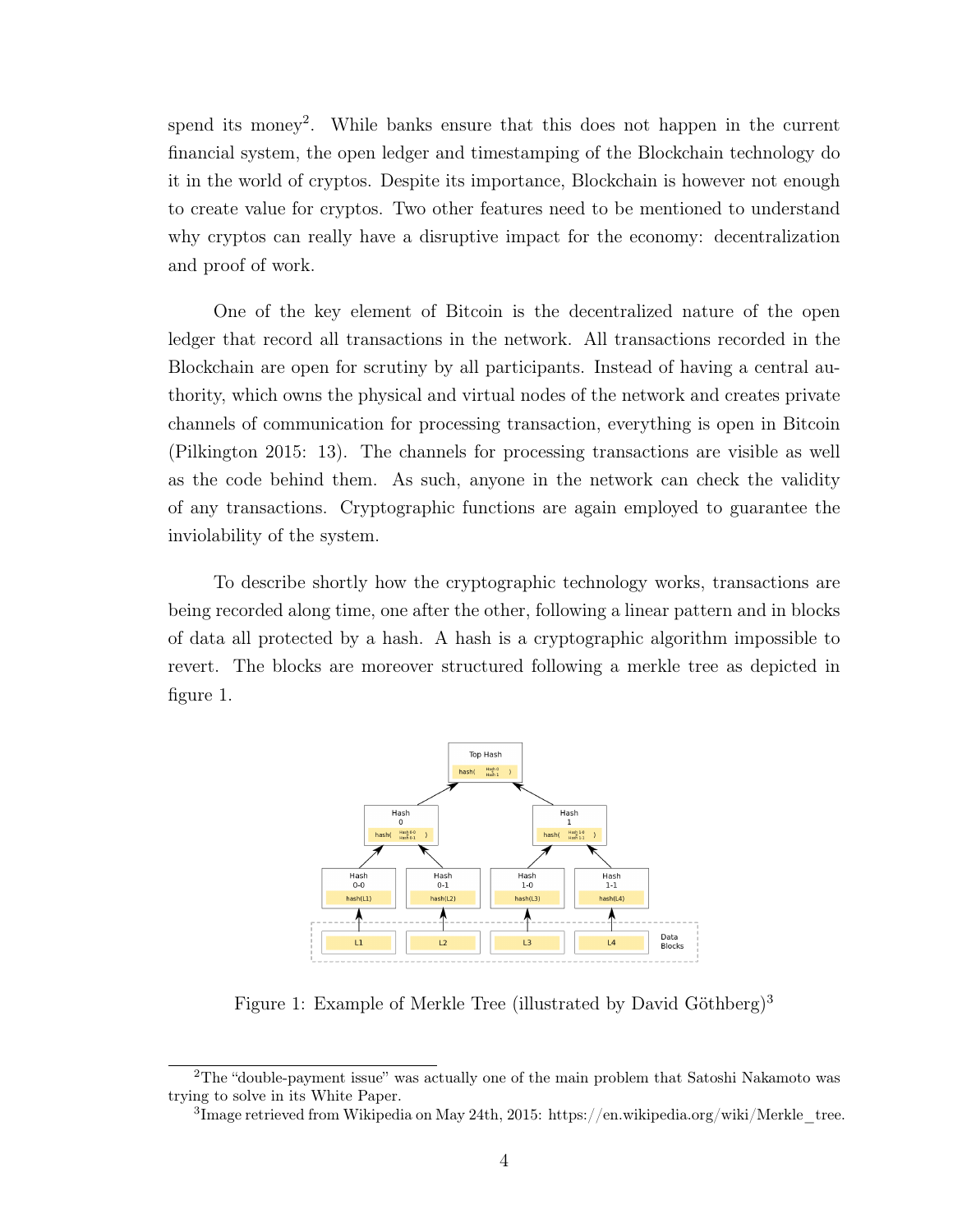spend its money[2]. While banks ensure that this does not happen in the current financial system, the open ledger and timestamping of the Blockchain technology do it in the world of cryptos. Despite its importance, Blockchain is however not enough to create value for cryptos. Two other features need to be mentioned to understand why cryptos can really have a disruptive impact for the economy: decentralization and proof of work.

One of the key element of Bitcoin is the decentralized nature of the open ledger that record all transactions in the network. All transactions recorded in the Blockchain are open for scrutiny by all participants. Instead of having a central authority, which owns the physical and virtual nodes of the network and creates private channels of communication for processing transaction, everything is open in Bitcoin (Pilkington 2015: 13). The channels for processing transactions are visible as well as the code behind them. As such, anyone in the network can check the validity of any transactions. Cryptographic functions are again employed to guarantee the inviolability of the system.

To describe shortly how the cryptographic technology works, transactions are being recorded along time, one after the other, following a linear pattern and in blocks of data all protected by a hash. A hash is a cryptographic algorithm impossible to revert. The blocks are moreover structured following a merkle tree as depicted in figure 1.

Figure 1: Example of Merkle Tree (illustrated by David Göthberg)[3]

[2] The "double-payment issue" was actually one of the main problem that Satoshi Nakamoto was trying to solve in its White Paper.

[3] Image retrieved from Wikipedia on May 24th, 2015: https://en.wikipedia.org/wiki/Merkle_tree.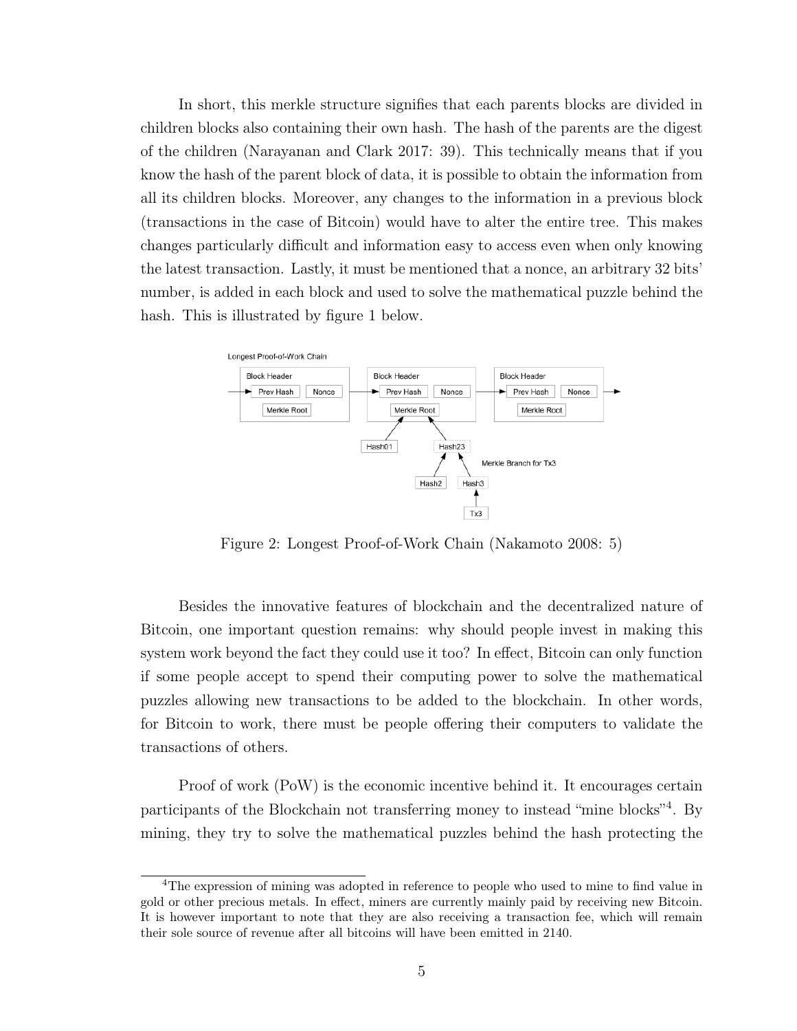In short, this merkle structure signifies that each parents blocks are divided in children blocks also containing their own hash. The hash of the parents are the digest of the children (Narayanan and Clark 2017: 39). This technically means that if you know the hash of the parent block of data, it is possible to obtain the information from all its children blocks. Moreover, any changes to the information in a previous block (transactions in the case of Bitcoin) would have to alter the entire tree. This makes changes particularly difficult and information easy to access even when only knowing the latest transaction. Lastly, it must be mentioned that a nonce, an arbitrary 32 bits' number, is added in each block and used to solve the mathematical puzzle behind the hash. This is illustrated by figure 1 below.

Figure 2: Longest Proof-of-Work Chain (Nakamoto 2008: 5)

Besides the innovative features of blockchain and the decentralized nature of Bitcoin, one important question remains: why should people invest in making this system work beyond the fact they could use it too? In effect, Bitcoin can only function if some people accept to spend their computing power to solve the mathematical puzzles allowing new transactions to be added to the blockchain. In other words, for Bitcoin to work, there must be people offering their computers to validate the transactions of others.

Proof of work (PoW) is the economic incentive behind it. It encourages certain participants of the Blockchain not transferring money to instead "mine blocks"[4]. By mining, they try to solve the mathematical puzzles behind the hash protecting the

[4]The expression of mining was adopted in reference to people who used to mine to find value in gold or other precious metals. In effect, miners are currently mainly paid by receiving new Bitcoin. It is however important to note that they are also receiving a transaction fee, which will remain their sole source of revenue after all bitcoins will have been emitted in 2140.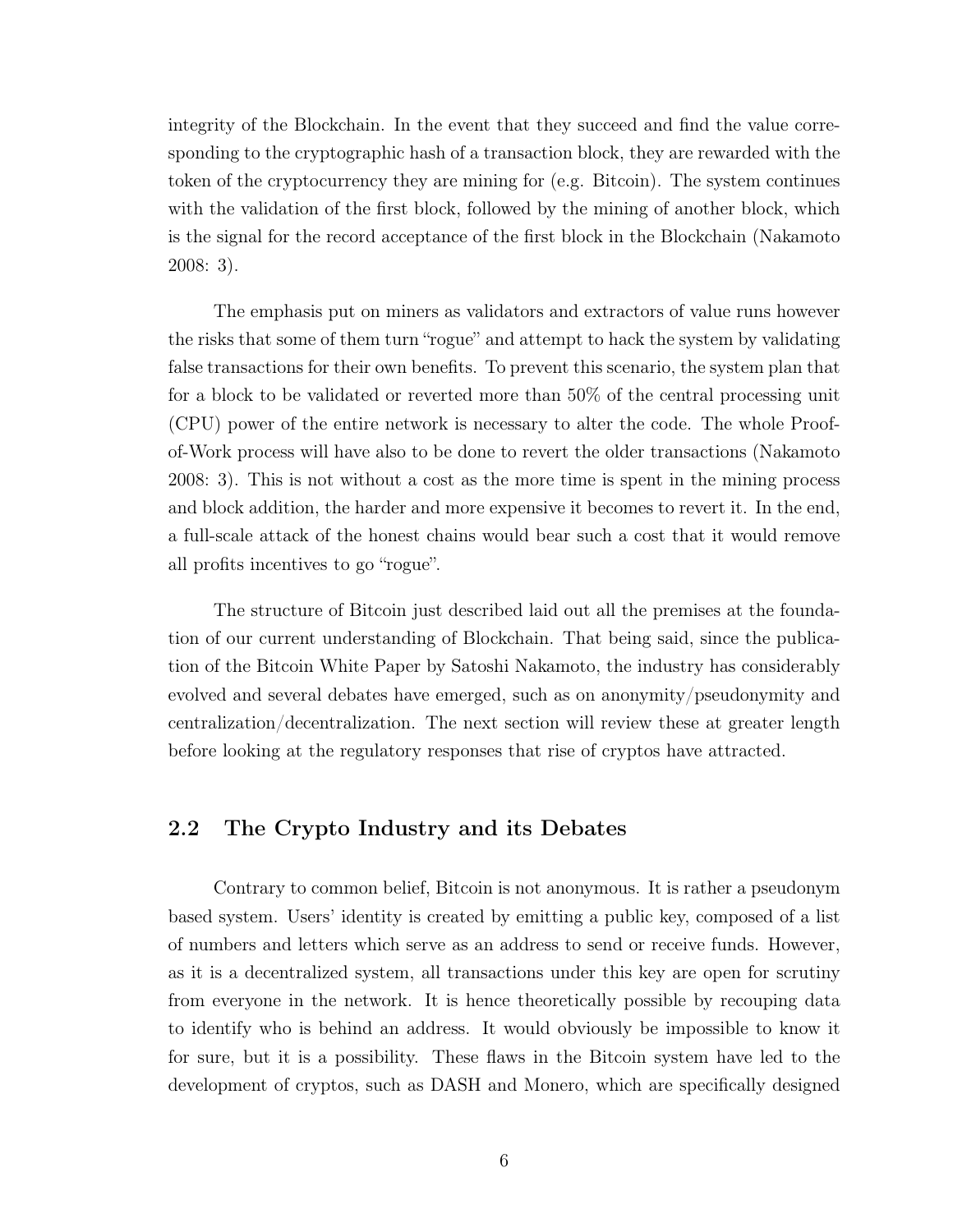integrity of the Blockchain. In the event that they succeed and find the value corresponding to the cryptographic hash of a transaction block, they are rewarded with the token of the cryptocurrency they are mining for (e.g. Bitcoin). The system continues with the validation of the first block, followed by the mining of another block, which is the signal for the record acceptance of the first block in the Blockchain (Nakamoto 2008: 3).

The emphasis put on miners as validators and extractors of value runs however the risks that some of them turn "rogue" and attempt to hack the system by validating false transactions for their own benefits. To prevent this scenario, the system plan that for a block to be validated or reverted more than 50% of the central processing unit (CPU) power of the entire network is necessary to alter the code. The whole Proof-of-Work process will have also to be done to revert the older transactions (Nakamoto 2008: 3). This is not without a cost as the more time is spent in the mining process and block addition, the harder and more expensive it becomes to revert it. In the end, a full-scale attack of the honest chains would bear such a cost that it would remove all profits incentives to go "rogue".

The structure of Bitcoin just described laid out all the premises at the foundation of our current understanding of Blockchain. That being said, since the publication of the Bitcoin White Paper by Satoshi Nakamoto, the industry has considerably evolved and several debates have emerged, such as on anonymity/pseudonymity and centralization/decentralization. The next section will review these at greater length before looking at the regulatory responses that rise of cryptos have attracted.

## 2.2 The Crypto Industry and its Debates

Contrary to common belief, Bitcoin is not anonymous. It is rather a pseudonym based system. Users' identity is created by emitting a public key, composed of a list of numbers and letters which serve as an address to send or receive funds. However, as it is a decentralized system, all transactions under this key are open for scrutiny from everyone in the network. It is hence theoretically possible by recouping data to identify who is behind an address. It would obviously be impossible to know it for sure, but it is a possibility. These flaws in the Bitcoin system have led to the development of cryptos, such as DASH and Monero, which are specifically designed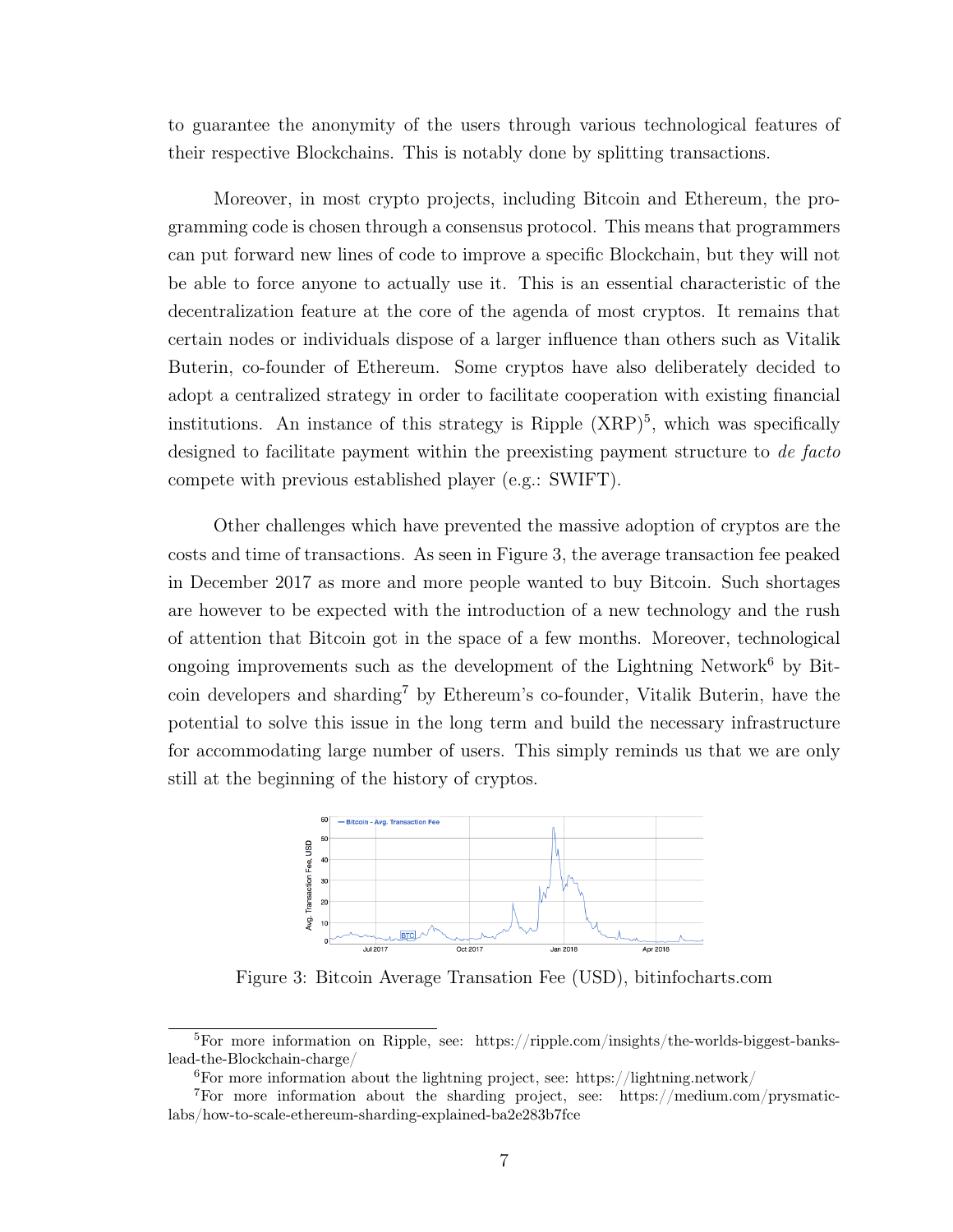to guarantee the anonymity of the users through various technological features of their respective Blockchains. This is notably done by splitting transactions.

Moreover, in most crypto projects, including Bitcoin and Ethereum, the programming code is chosen through a consensus protocol. This means that programmers can put forward new lines of code to improve a specific Blockchain, but they will not be able to force anyone to actually use it. This is an essential characteristic of the decentralization feature at the core of the agenda of most cryptos. It remains that certain nodes or individuals dispose of a larger influence than others such as Vitalik Buterin, co-founder of Ethereum. Some cryptos have also deliberately decided to adopt a centralized strategy in order to facilitate cooperation with existing financial institutions. An instance of this strategy is Ripple (XRP)[5], which was specifically designed to facilitate payment within the preexisting payment structure to *de facto* compete with previous established player (e.g.: SWIFT).

Other challenges which have prevented the massive adoption of cryptos are the costs and time of transactions. As seen in Figure 3, the average transaction fee peaked in December 2017 as more and more people wanted to buy Bitcoin. Such shortages are however to be expected with the introduction of a new technology and the rush of attention that Bitcoin got in the space of a few months. Moreover, technological ongoing improvements such as the development of the Lightning Network[6] by Bitcoin developers and sharding[7] by Ethereum's co-founder, Vitalik Buterin, have the potential to solve this issue in the long term and build the necessary infrastructure for accommodating large number of users. This simply reminds us that we are only still at the beginning of the history of cryptos.

Figure 3: Bitcoin Average Transation Fee (USD), bitinfocharts.com

[5]For more information on Ripple, see: https://ripple.com/insights/the-worlds-biggest-banks-lead-the-Blockchain-charge/

[6]For more information about the lightning project, see: https://lightning.network/

[7]For more information about the sharding project, see: https://medium.com/prysmatic-labs/how-to-scale-ethereum-sharding-explained-ba2e283b7fce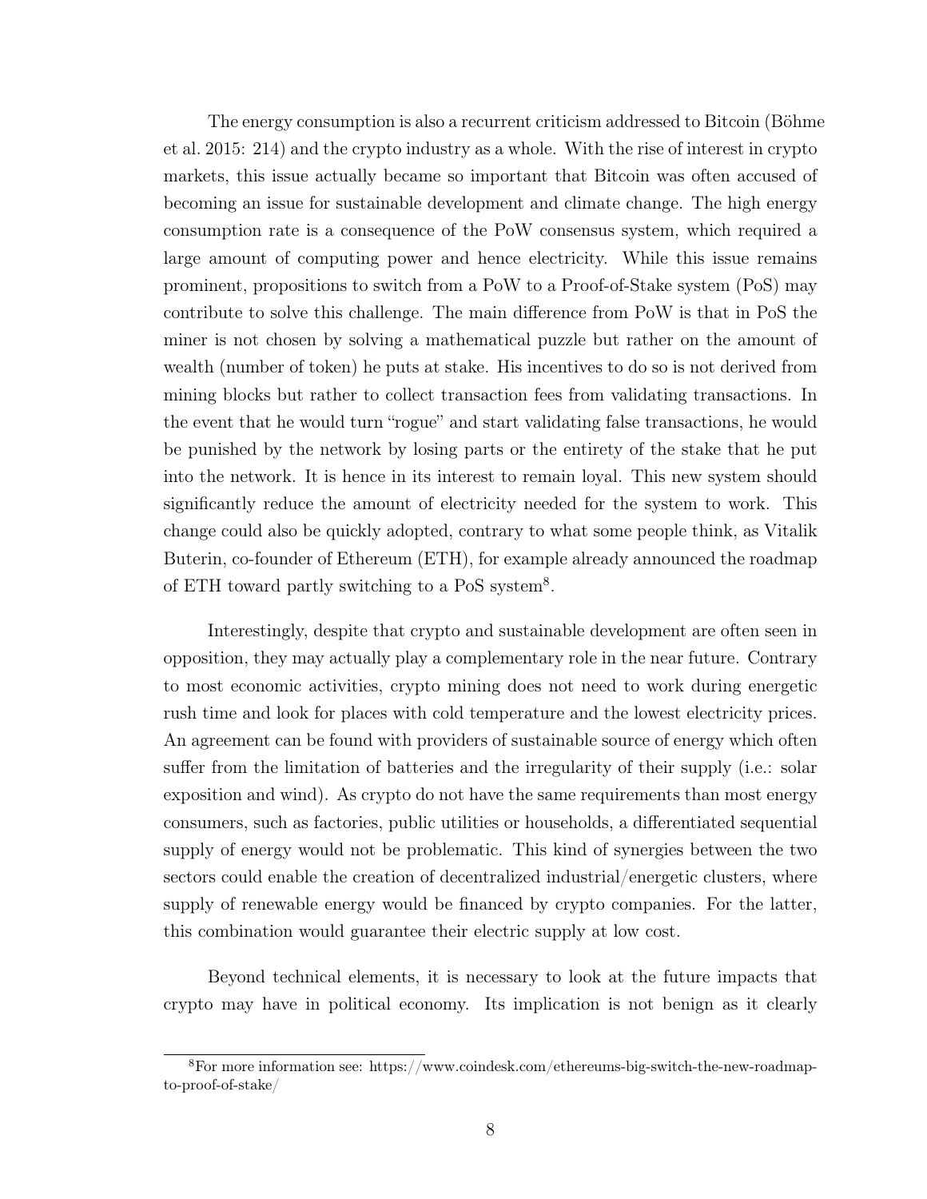The energy consumption is also a recurrent criticism addressed to Bitcoin (Böhme et al. 2015: 214) and the crypto industry as a whole. With the rise of interest in crypto markets, this issue actually became so important that Bitcoin was often accused of becoming an issue for sustainable development and climate change. The high energy consumption rate is a consequence of the PoW consensus system, which required a large amount of computing power and hence electricity. While this issue remains prominent, propositions to switch from a PoW to a Proof-of-Stake system (PoS) may contribute to solve this challenge. The main difference from PoW is that in PoS the miner is not chosen by solving a mathematical puzzle but rather on the amount of wealth (number of token) he puts at stake. His incentives to do so is not derived from mining blocks but rather to collect transaction fees from validating transactions. In the event that he would turn "rogue" and start validating false transactions, he would be punished by the network by losing parts or the entirety of the stake that he put into the network. It is hence in its interest to remain loyal. This new system should significantly reduce the amount of electricity needed for the system to work. This change could also be quickly adopted, contrary to what some people think, as Vitalik Buterin, co-founder of Ethereum (ETH), for example already announced the roadmap of ETH toward partly switching to a PoS system[8].

Interestingly, despite that crypto and sustainable development are often seen in opposition, they may actually play a complementary role in the near future. Contrary to most economic activities, crypto mining does not need to work during energetic rush time and look for places with cold temperature and the lowest electricity prices. An agreement can be found with providers of sustainable source of energy which often suffer from the limitation of batteries and the irregularity of their supply (i.e.: solar exposition and wind). As crypto do not have the same requirements than most energy consumers, such as factories, public utilities or households, a differentiated sequential supply of energy would not be problematic. This kind of synergies between the two sectors could enable the creation of decentralized industrial/energetic clusters, where supply of renewable energy would be financed by crypto companies. For the latter, this combination would guarantee their electric supply at low cost.

Beyond technical elements, it is necessary to look at the future impacts that crypto may have in political economy. Its implication is not benign as it clearly

[8]For more information see: https://www.coindesk.com/ethereums-big-switch-the-new-roadmap-to-proof-of-stake/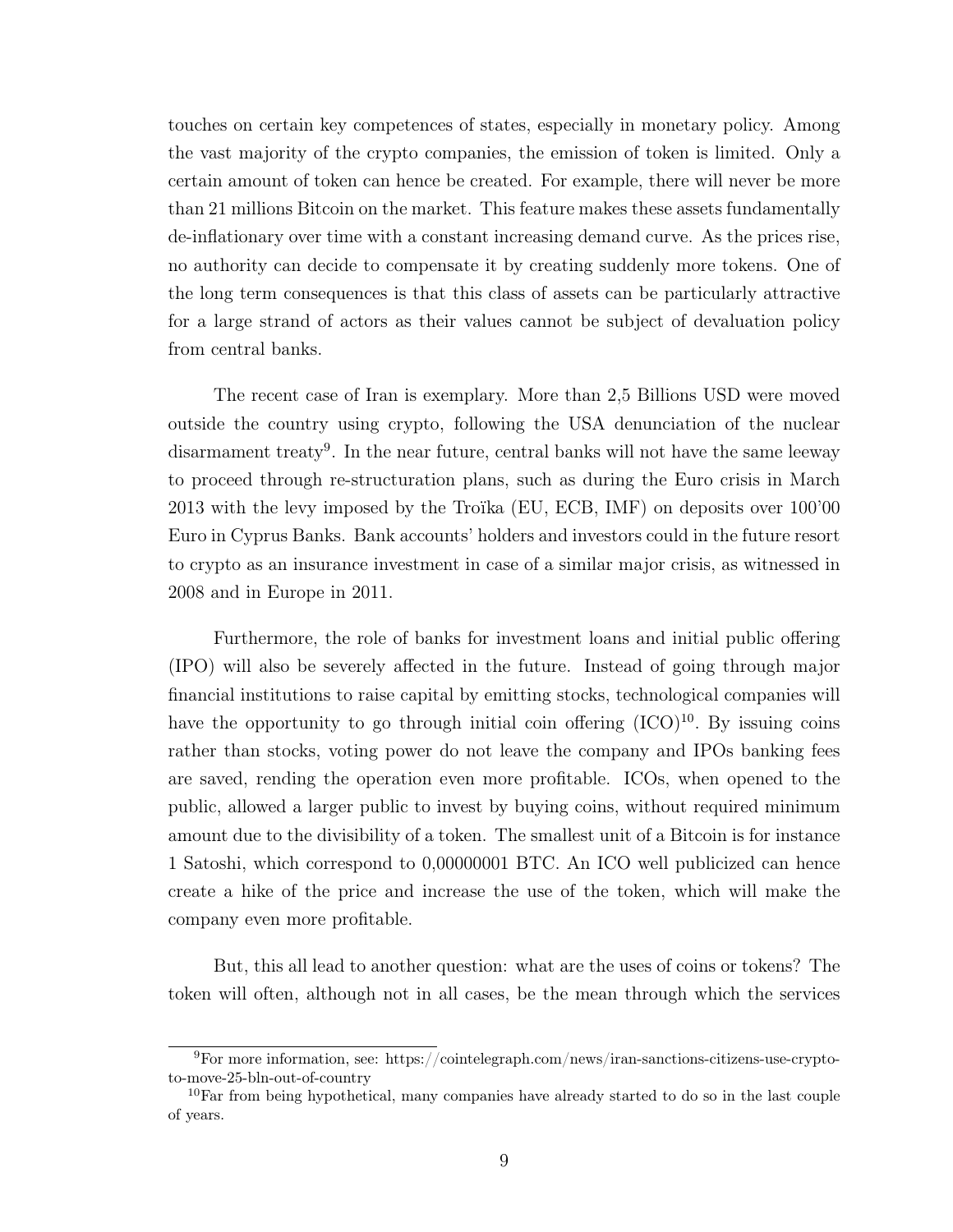touches on certain key competences of states, especially in monetary policy. Among the vast majority of the crypto companies, the emission of token is limited. Only a certain amount of token can hence be created. For example, there will never be more than 21 millions Bitcoin on the market. This feature makes these assets fundamentally de-inflationary over time with a constant increasing demand curve. As the prices rise, no authority can decide to compensate it by creating suddenly more tokens. One of the long term consequences is that this class of assets can be particularly attractive for a large strand of actors as their values cannot be subject of devaluation policy from central banks.

The recent case of Iran is exemplary. More than 2,5 Billions USD were moved outside the country using crypto, following the USA denunciation of the nuclear disarmament treaty[9]. In the near future, central banks will not have the same leeway to proceed through re-structuration plans, such as during the Euro crisis in March 2013 with the levy imposed by the Troïka (EU, ECB, IMF) on deposits over 100'00 Euro in Cyprus Banks. Bank accounts' holders and investors could in the future resort to crypto as an insurance investment in case of a similar major crisis, as witnessed in 2008 and in Europe in 2011.

Furthermore, the role of banks for investment loans and initial public offering (IPO) will also be severely affected in the future. Instead of going through major financial institutions to raise capital by emitting stocks, technological companies will have the opportunity to go through initial coin offering (ICO)[10]. By issuing coins rather than stocks, voting power do not leave the company and IPOs banking fees are saved, rending the operation even more profitable. ICOs, when opened to the public, allowed a larger public to invest by buying coins, without required minimum amount due to the divisibility of a token. The smallest unit of a Bitcoin is for instance 1 Satoshi, which correspond to 0,00000001 BTC. An ICO well publicized can hence create a hike of the price and increase the use of the token, which will make the company even more profitable.

But, this all lead to another question: what are the uses of coins or tokens? The token will often, although not in all cases, be the mean through which the services

[9] For more information, see: https://cointelegraph.com/news/iran-sanctions-citizens-use-crypto-to-move-25-bln-out-of-country

[10] Far from being hypothetical, many companies have already started to do so in the last couple of years.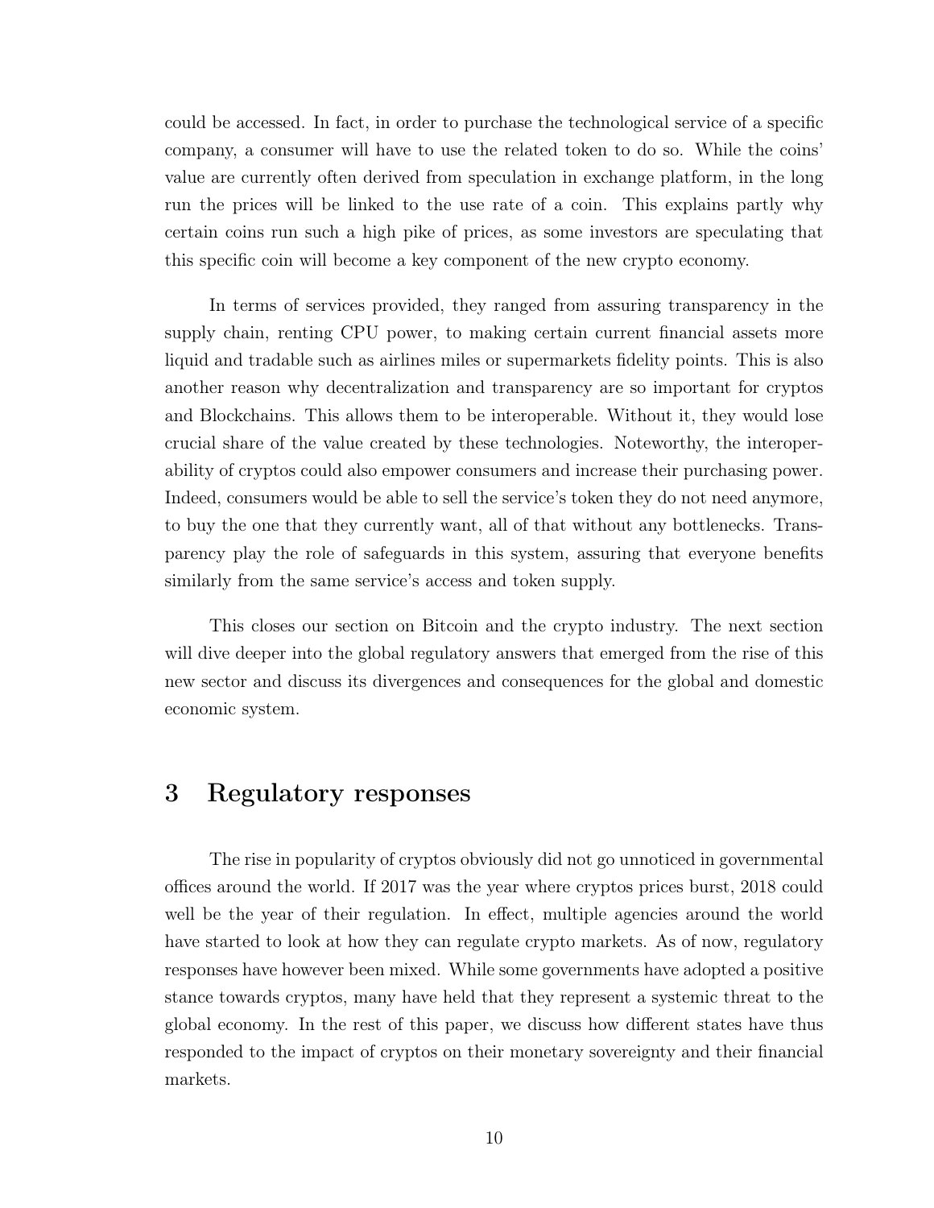could be accessed. In fact, in order to purchase the technological service of a specific company, a consumer will have to use the related token to do so. While the coins' value are currently often derived from speculation in exchange platform, in the long run the prices will be linked to the use rate of a coin. This explains partly why certain coins run such a high pike of prices, as some investors are speculating that this specific coin will become a key component of the new crypto economy.

In terms of services provided, they ranged from assuring transparency in the supply chain, renting CPU power, to making certain current financial assets more liquid and tradable such as airlines miles or supermarkets fidelity points. This is also another reason why decentralization and transparency are so important for cryptos and Blockchains. This allows them to be interoperable. Without it, they would lose crucial share of the value created by these technologies. Noteworthy, the interoperability of cryptos could also empower consumers and increase their purchasing power. Indeed, consumers would be able to sell the service's token they do not need anymore, to buy the one that they currently want, all of that without any bottlenecks. Transparency play the role of safeguards in this system, assuring that everyone benefits similarly from the same service's access and token supply.

This closes our section on Bitcoin and the crypto industry. The next section will dive deeper into the global regulatory answers that emerged from the rise of this new sector and discuss its divergences and consequences for the global and domestic economic system.

## 3 Regulatory responses

The rise in popularity of cryptos obviously did not go unnoticed in governmental offices around the world. If 2017 was the year where cryptos prices burst, 2018 could well be the year of their regulation. In effect, multiple agencies around the world have started to look at how they can regulate crypto markets. As of now, regulatory responses have however been mixed. While some governments have adopted a positive stance towards cryptos, many have held that they represent a systemic threat to the global economy. In the rest of this paper, we discuss how different states have thus responded to the impact of cryptos on their monetary sovereignty and their financial markets.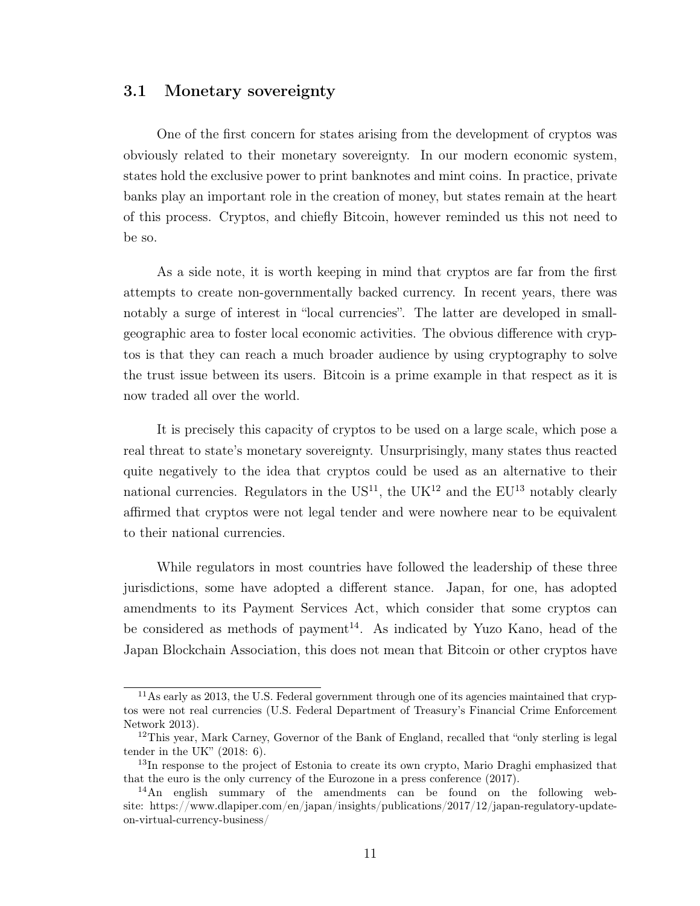### 3.1 Monetary sovereignty

One of the first concern for states arising from the development of cryptos was obviously related to their monetary sovereignty. In our modern economic system, states hold the exclusive power to print banknotes and mint coins. In practice, private banks play an important role in the creation of money, but states remain at the heart of this process. Cryptos, and chiefly Bitcoin, however reminded us this not need to be so.

As a side note, it is worth keeping in mind that cryptos are far from the first attempts to create non-governmentally backed currency. In recent years, there was notably a surge of interest in "local currencies". The latter are developed in small-geographic area to foster local economic activities. The obvious difference with cryptos is that they can reach a much broader audience by using cryptography to solve the trust issue between its users. Bitcoin is a prime example in that respect as it is now traded all over the world.

It is precisely this capacity of cryptos to be used on a large scale, which pose a real threat to state's monetary sovereignty. Unsurprisingly, many states thus reacted quite negatively to the idea that cryptos could be used as an alternative to their national currencies. Regulators in the US[11], the UK[12] and the EU[13] notably clearly affirmed that cryptos were not legal tender and were nowhere near to be equivalent to their national currencies.

While regulators in most countries have followed the leadership of these three jurisdictions, some have adopted a different stance. Japan, for one, has adopted amendments to its Payment Services Act, which consider that some cryptos can be considered as methods of payment[14]. As indicated by Yuzo Kano, head of the Japan Blockchain Association, this does not mean that Bitcoin or other cryptos have

---

[11] As early as 2013, the U.S. Federal government through one of its agencies maintained that cryptos were not real currencies (U.S. Federal Department of Treasury's Financial Crime Enforcement Network 2013).

[12] This year, Mark Carney, Governor of the Bank of England, recalled that "only sterling is legal tender in the UK" (2018: 6).

[13] In response to the project of Estonia to create its own crypto, Mario Draghi emphasized that that the euro is the only currency of the Eurozone in a press conference (2017).

[14] An english summary of the amendments can be found on the following website: https://www.dlapiper.com/en/japan/insights/publications/2017/12/japan-regulatory-update-on-virtual-currency-business/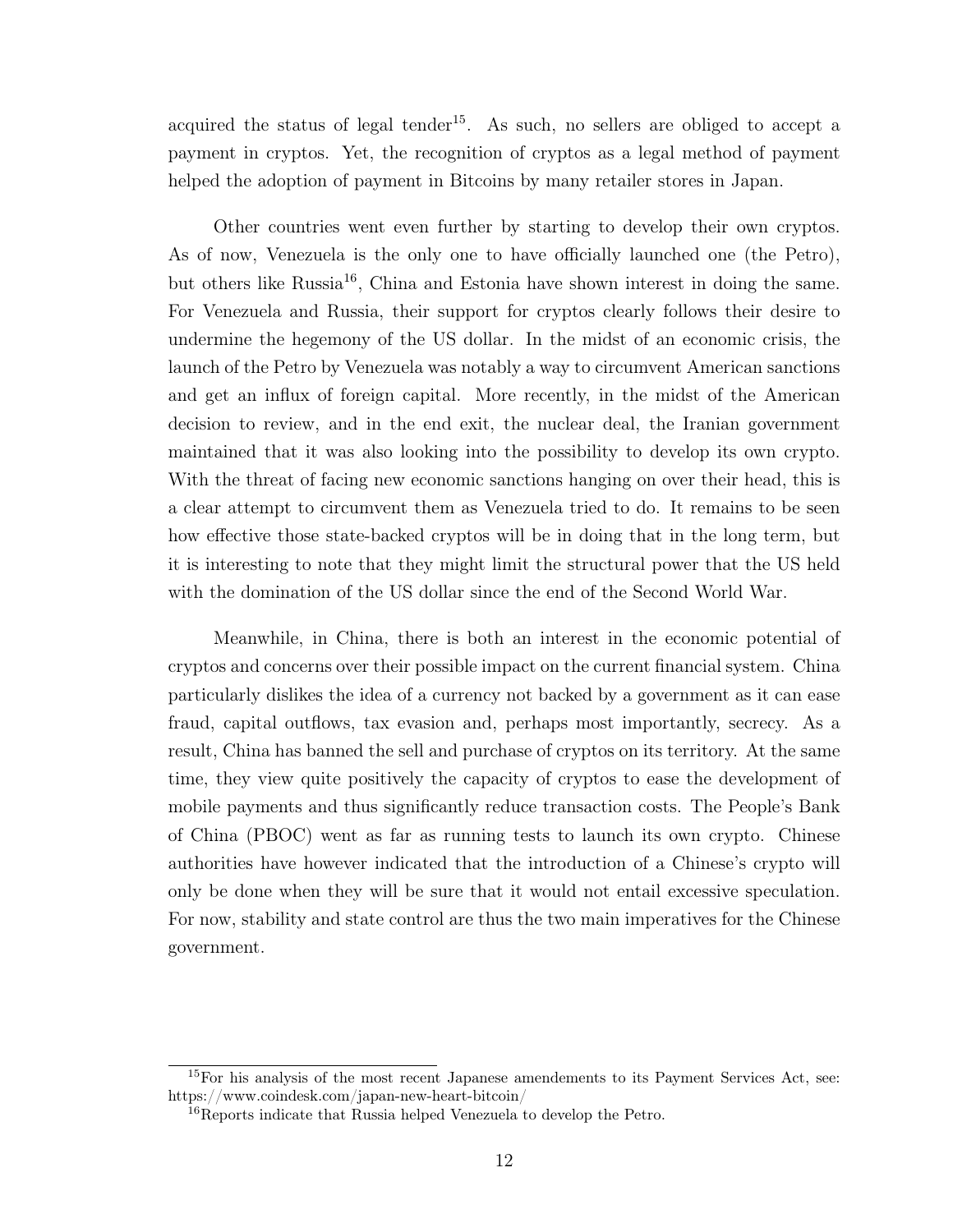acquired the status of legal tender[15]. As such, no sellers are obliged to accept a payment in cryptos. Yet, the recognition of cryptos as a legal method of payment helped the adoption of payment in Bitcoins by many retailer stores in Japan.

Other countries went even further by starting to develop their own cryptos. As of now, Venezuela is the only one to have officially launched one (the Petro), but others like Russia[16], China and Estonia have shown interest in doing the same. For Venezuela and Russia, their support for cryptos clearly follows their desire to undermine the hegemony of the US dollar. In the midst of an economic crisis, the launch of the Petro by Venezuela was notably a way to circumvent American sanctions and get an influx of foreign capital. More recently, in the midst of the American decision to review, and in the end exit, the nuclear deal, the Iranian government maintained that it was also looking into the possibility to develop its own crypto. With the threat of facing new economic sanctions hanging on over their head, this is a clear attempt to circumvent them as Venezuela tried to do. It remains to be seen how effective those state-backed cryptos will be in doing that in the long term, but it is interesting to note that they might limit the structural power that the US held with the domination of the US dollar since the end of the Second World War.

Meanwhile, in China, there is both an interest in the economic potential of cryptos and concerns over their possible impact on the current financial system. China particularly dislikes the idea of a currency not backed by a government as it can ease fraud, capital outflows, tax evasion and, perhaps most importantly, secrecy. As a result, China has banned the sell and purchase of cryptos on its territory. At the same time, they view quite positively the capacity of cryptos to ease the development of mobile payments and thus significantly reduce transaction costs. The People's Bank of China (PBOC) went as far as running tests to launch its own crypto. Chinese authorities have however indicated that the introduction of a Chinese's crypto will only be done when they will be sure that it would not entail excessive speculation. For now, stability and state control are thus the two main imperatives for the Chinese government.

---

[15] For his analysis of the most recent Japanese amendements to its Payment Services Act, see: https://www.coindesk.com/japan-new-heart-bitcoin/

[16] Reports indicate that Russia helped Venezuela to develop the Petro.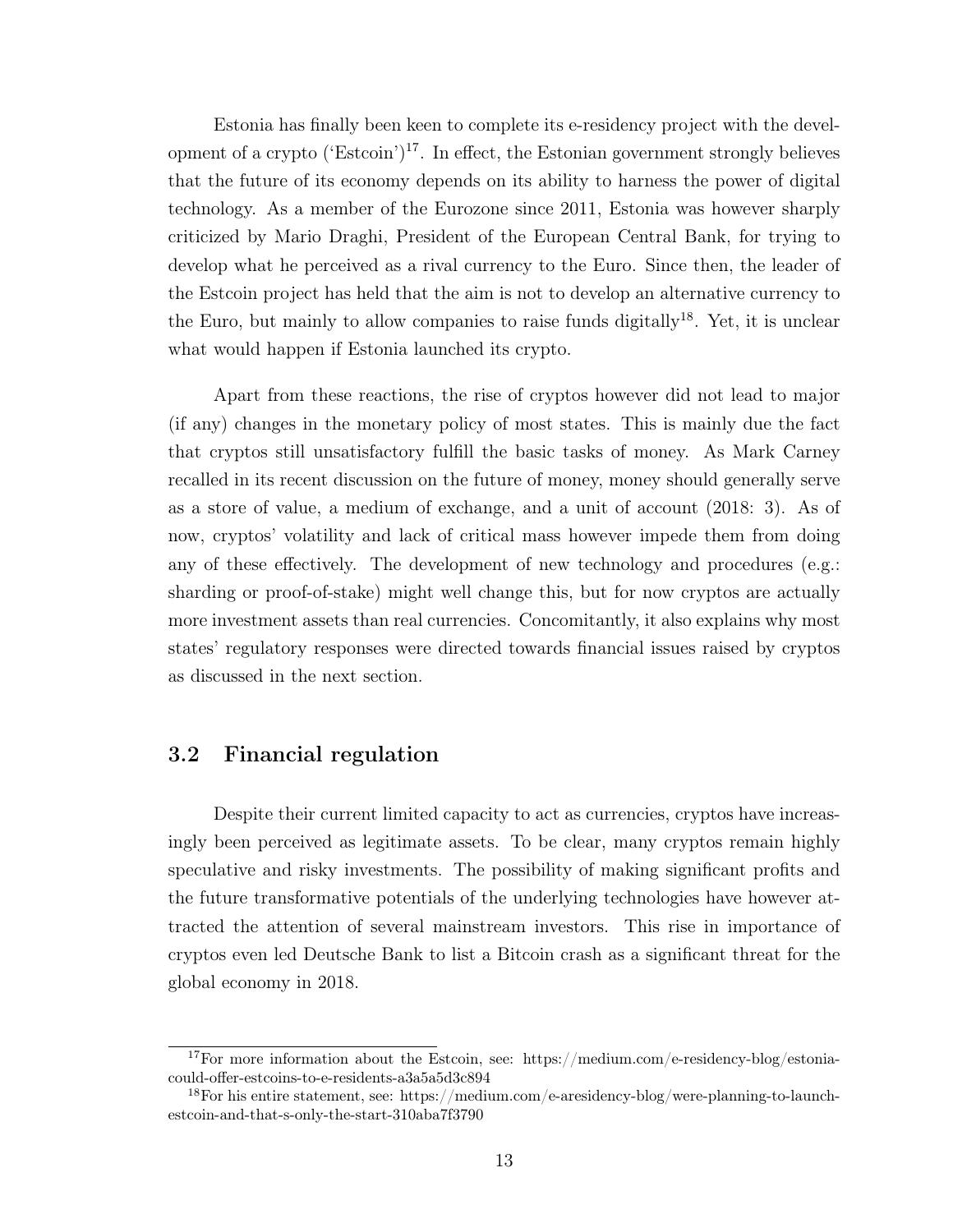Estonia has finally been keen to complete its e-residency project with the development of a crypto ('Estcoin')[17]. In effect, the Estonian government strongly believes that the future of its economy depends on its ability to harness the power of digital technology. As a member of the Eurozone since 2011, Estonia was however sharply criticized by Mario Draghi, President of the European Central Bank, for trying to develop what he perceived as a rival currency to the Euro. Since then, the leader of the Estcoin project has held that the aim is not to develop an alternative currency to the Euro, but mainly to allow companies to raise funds digitally[18]. Yet, it is unclear what would happen if Estonia launched its crypto.

Apart from these reactions, the rise of cryptos however did not lead to major (if any) changes in the monetary policy of most states. This is mainly due the fact that cryptos still unsatisfactory fulfill the basic tasks of money. As Mark Carney recalled in its recent discussion on the future of money, money should generally serve as a store of value, a medium of exchange, and a unit of account (2018: 3). As of now, cryptos' volatility and lack of critical mass however impede them from doing any of these effectively. The development of new technology and procedures (e.g.: sharding or proof-of-stake) might well change this, but for now cryptos are actually more investment assets than real currencies. Concomitantly, it also explains why most states' regulatory responses were directed towards financial issues raised by cryptos as discussed in the next section.

## 3.2 Financial regulation

Despite their current limited capacity to act as currencies, cryptos have increasingly been perceived as legitimate assets. To be clear, many cryptos remain highly speculative and risky investments. The possibility of making significant profits and the future transformative potentials of the underlying technologies have however attracted the attention of several mainstream investors. This rise in importance of cryptos even led Deutsche Bank to list a Bitcoin crash as a significant threat for the global economy in 2018.

[17] For more information about the Estcoin, see: https://medium.com/e-residency-blog/estonia-could-offer-estcoins-to-e-residents-a3a5a5d3c894

[18] For his entire statement, see: https://medium.com/e-aresidency-blog/were-planning-to-launch-estcoin-and-that-s-only-the-start-310aba7f3790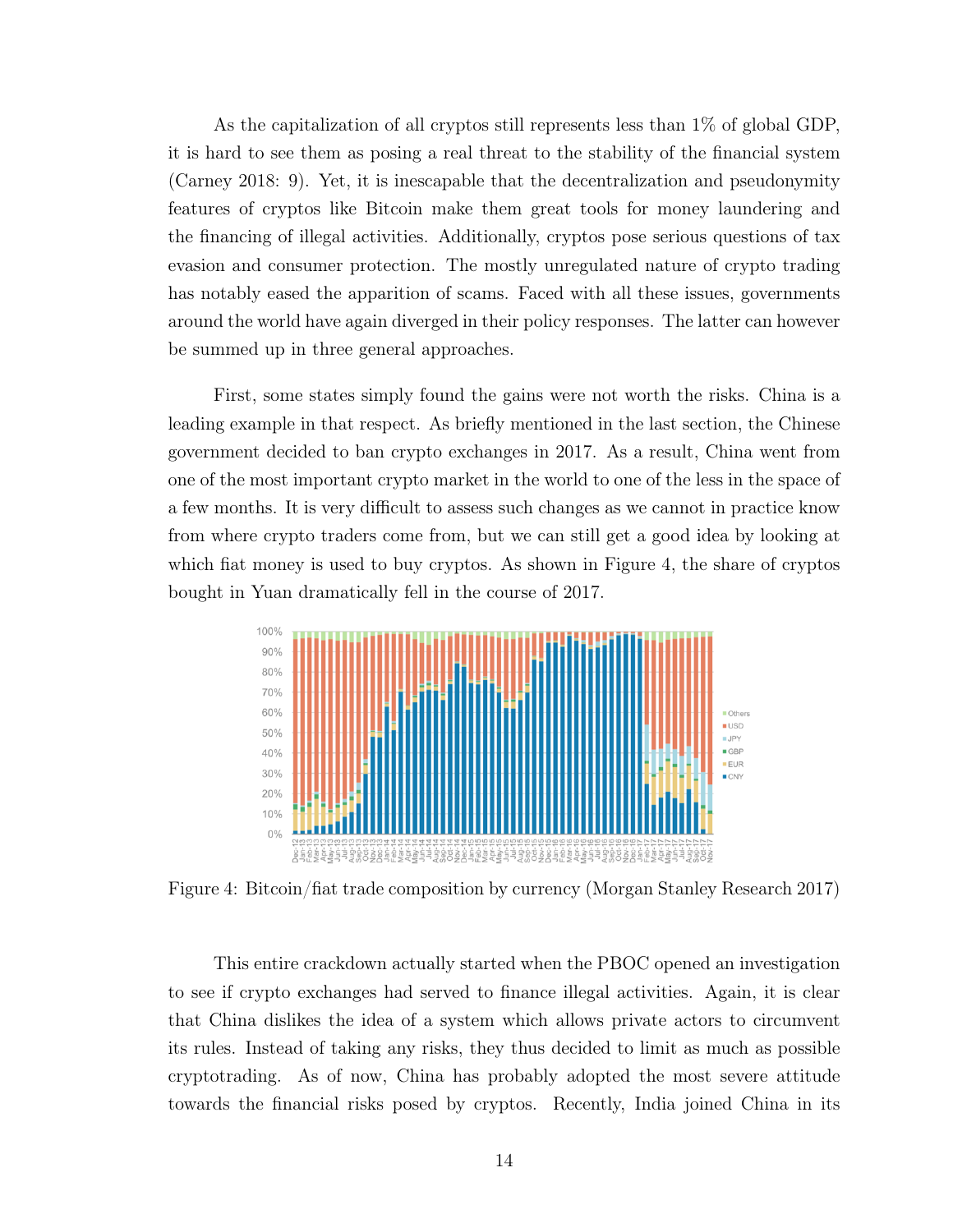As the capitalization of all cryptos still represents less than 1% of global GDP, it is hard to see them as posing a real threat to the stability of the financial system (Carney 2018: 9). Yet, it is inescapable that the decentralization and pseudonymity features of cryptos like Bitcoin make them great tools for money laundering and the financing of illegal activities. Additionally, cryptos pose serious questions of tax evasion and consumer protection. The mostly unregulated nature of crypto trading has notably eased the apparition of scams. Faced with all these issues, governments around the world have again diverged in their policy responses. The latter can however be summed up in three general approaches.

First, some states simply found the gains were not worth the risks. China is a leading example in that respect. As briefly mentioned in the last section, the Chinese government decided to ban crypto exchanges in 2017. As a result, China went from one of the most important crypto market in the world to one of the less in the space of a few months. It is very difficult to assess such changes as we cannot in practice know from where crypto traders come from, but we can still get a good idea by looking at which fiat money is used to buy cryptos. As shown in Figure 4, the share of cryptos bought in Yuan dramatically fell in the course of 2017.

Figure 4: Bitcoin/fiat trade composition by currency (Morgan Stanley Research 2017)

This entire crackdown actually started when the PBOC opened an investigation to see if crypto exchanges had served to finance illegal activities. Again, it is clear that China dislikes the idea of a system which allows private actors to circumvent its rules. Instead of taking any risks, they thus decided to limit as much as possible cryptotrading. As of now, China has probably adopted the most severe attitude towards the financial risks posed by cryptos. Recently, India joined China in its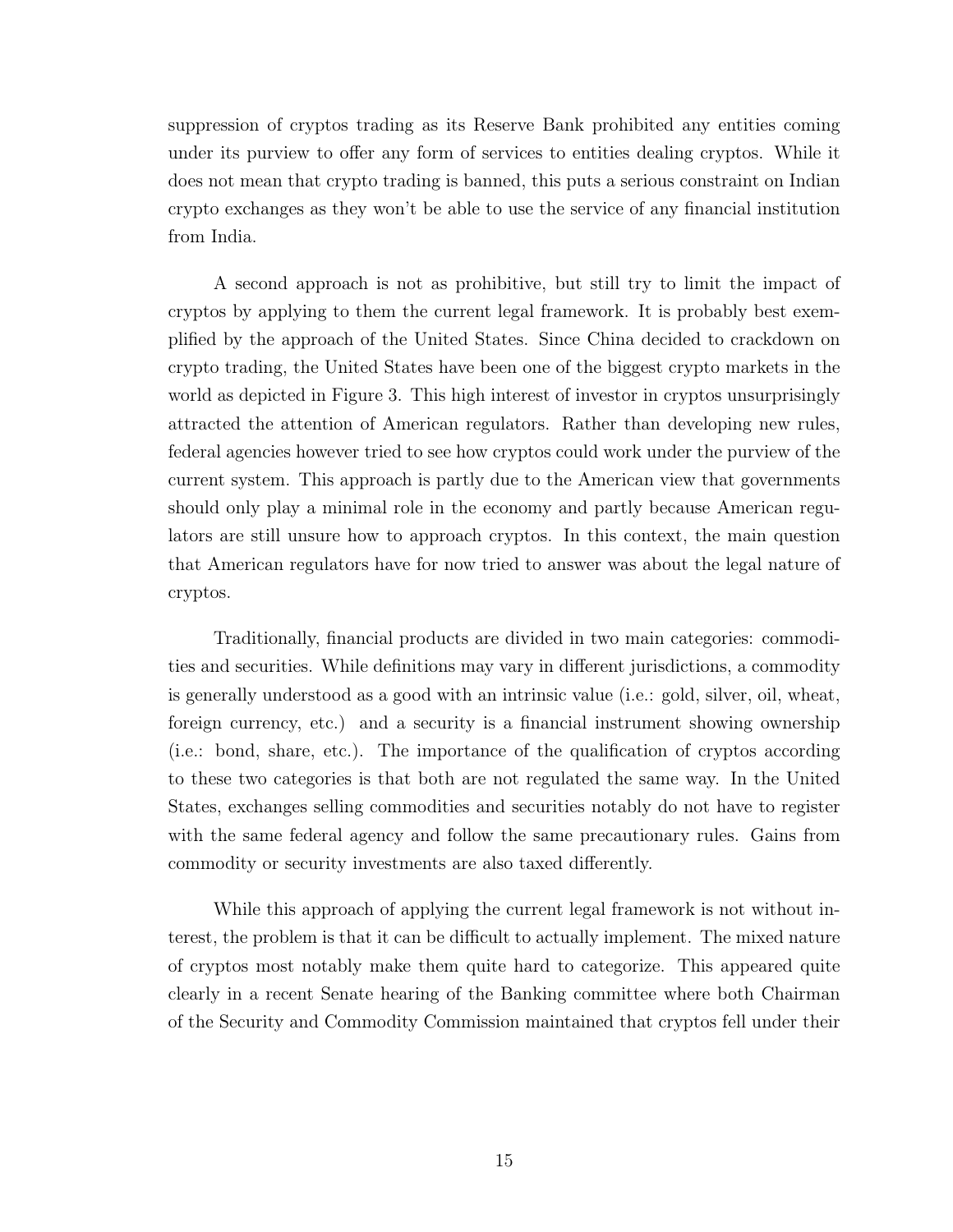suppression of cryptos trading as its Reserve Bank prohibited any entities coming under its purview to offer any form of services to entities dealing cryptos. While it does not mean that crypto trading is banned, this puts a serious constraint on Indian crypto exchanges as they won't be able to use the service of any financial institution from India.

A second approach is not as prohibitive, but still try to limit the impact of cryptos by applying to them the current legal framework. It is probably best exemplified by the approach of the United States. Since China decided to crackdown on crypto trading, the United States have been one of the biggest crypto markets in the world as depicted in Figure 3. This high interest of investor in cryptos unsurprisingly attracted the attention of American regulators. Rather than developing new rules, federal agencies however tried to see how cryptos could work under the purview of the current system. This approach is partly due to the American view that governments should only play a minimal role in the economy and partly because American regulators are still unsure how to approach cryptos. In this context, the main question that American regulators have for now tried to answer was about the legal nature of cryptos.

Traditionally, financial products are divided in two main categories: commodities and securities. While definitions may vary in different jurisdictions, a commodity is generally understood as a good with an intrinsic value (i.e.: gold, silver, oil, wheat, foreign currency, etc.) and a security is a financial instrument showing ownership (i.e.: bond, share, etc.). The importance of the qualification of cryptos according to these two categories is that both are not regulated the same way. In the United States, exchanges selling commodities and securities notably do not have to register with the same federal agency and follow the same precautionary rules. Gains from commodity or security investments are also taxed differently.

While this approach of applying the current legal framework is not without interest, the problem is that it can be difficult to actually implement. The mixed nature of cryptos most notably make them quite hard to categorize. This appeared quite clearly in a recent Senate hearing of the Banking committee where both Chairman of the Security and Commodity Commission maintained that cryptos fell under their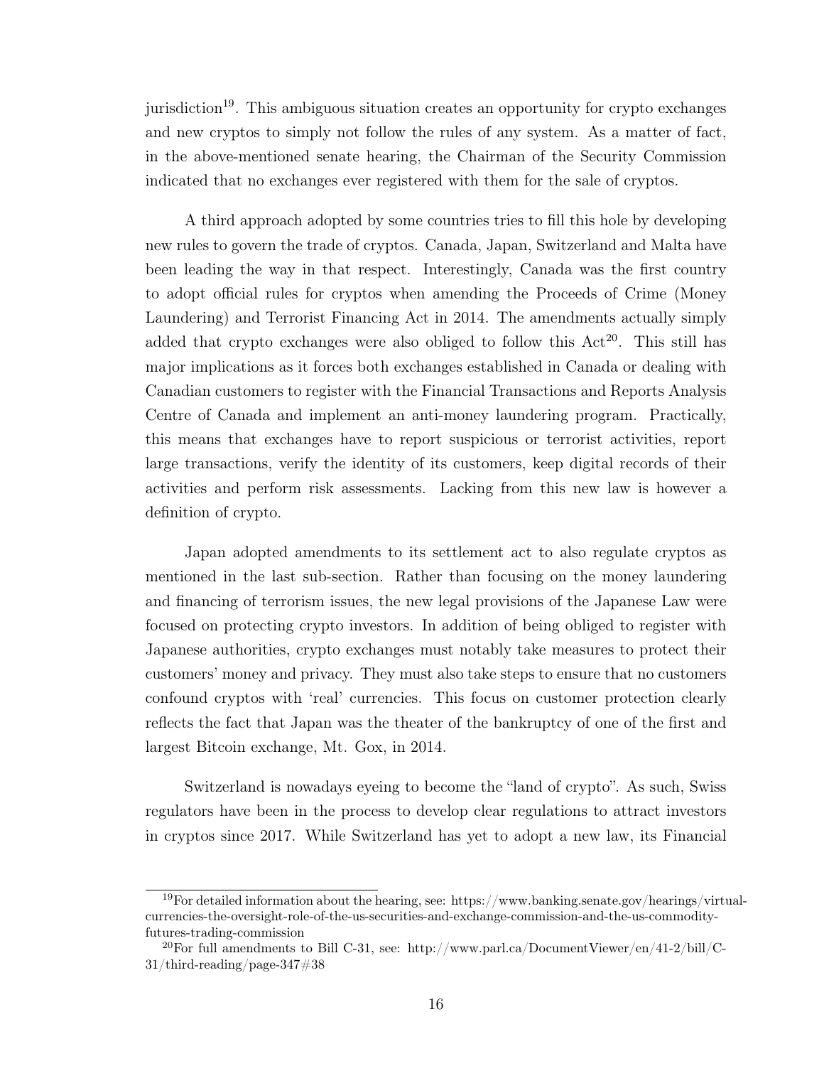jurisdiction[19]. This ambiguous situation creates an opportunity for crypto exchanges and new cryptos to simply not follow the rules of any system. As a matter of fact, in the above-mentioned senate hearing, the Chairman of the Security Commission indicated that no exchanges ever registered with them for the sale of cryptos.

A third approach adopted by some countries tries to fill this hole by developing new rules to govern the trade of cryptos. Canada, Japan, Switzerland and Malta have been leading the way in that respect. Interestingly, Canada was the first country to adopt official rules for cryptos when amending the Proceeds of Crime (Money Laundering) and Terrorist Financing Act in 2014. The amendments actually simply added that crypto exchanges were also obliged to follow this Act[20]. This still has major implications as it forces both exchanges established in Canada or dealing with Canadian customers to register with the Financial Transactions and Reports Analysis Centre of Canada and implement an anti-money laundering program. Practically, this means that exchanges have to report suspicious or terrorist activities, report large transactions, verify the identity of its customers, keep digital records of their activities and perform risk assessments. Lacking from this new law is however a definition of crypto.

Japan adopted amendments to its settlement act to also regulate cryptos as mentioned in the last sub-section. Rather than focusing on the money laundering and financing of terrorism issues, the new legal provisions of the Japanese Law were focused on protecting crypto investors. In addition of being obliged to register with Japanese authorities, crypto exchanges must notably take measures to protect their customers' money and privacy. They must also take steps to ensure that no customers confound cryptos with 'real' currencies. This focus on customer protection clearly reflects the fact that Japan was the theater of the bankruptcy of one of the first and largest Bitcoin exchange, Mt. Gox, in 2014.

Switzerland is nowadays eyeing to become the "land of crypto". As such, Swiss regulators have been in the process to develop clear regulations to attract investors in cryptos since 2017. While Switzerland has yet to adopt a new law, its Financial

---

[19]For detailed information about the hearing, see: https://www.banking.senate.gov/hearings/virtual-currencies-the-oversight-role-of-the-us-securities-and-exchange-commission-and-the-us-commodity-futures-trading-commission

[20]For full amendments to Bill C-31, see: http://www.parl.ca/DocumentViewer/en/41-2/bill/C-31/third-reading/page-347#38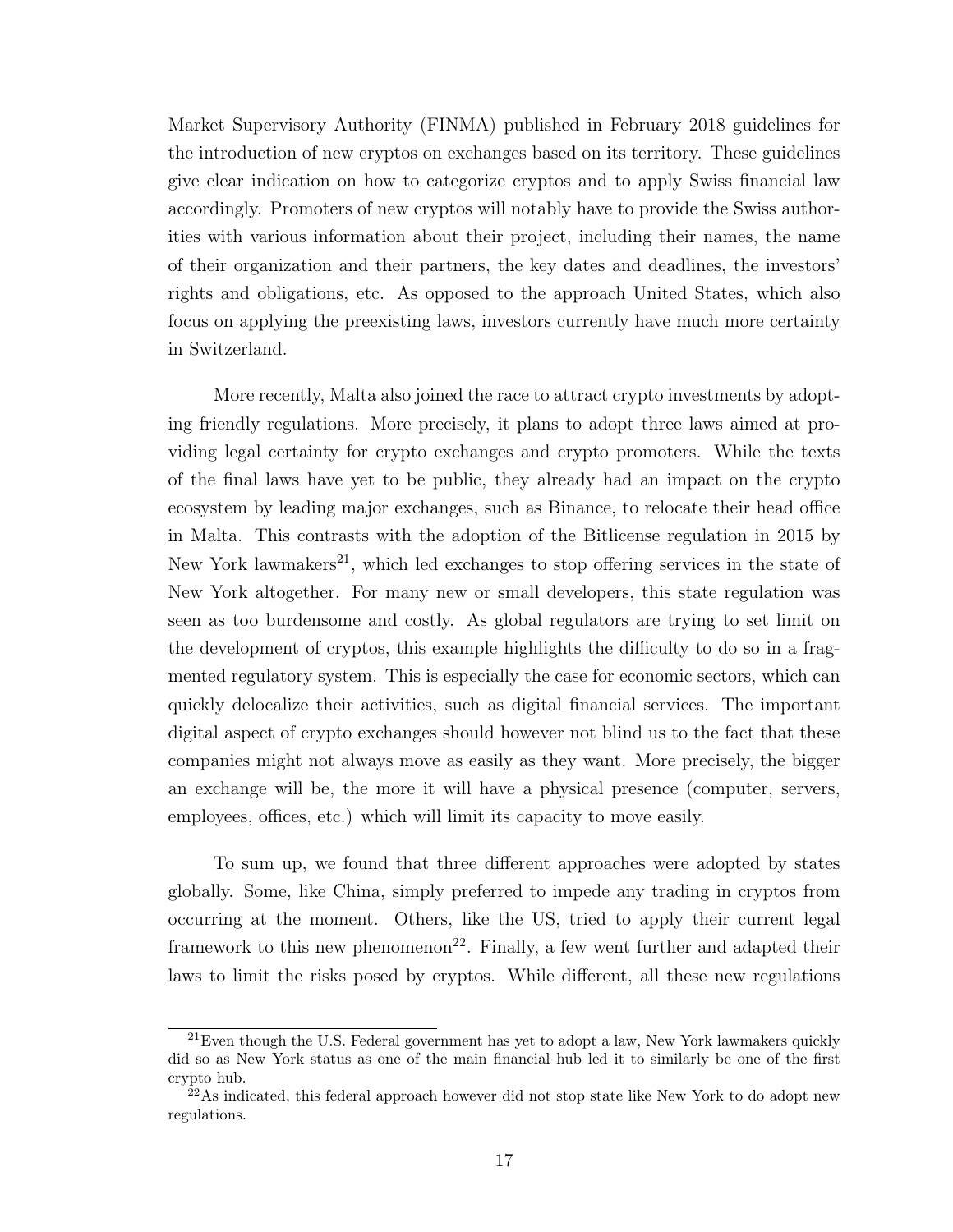Market Supervisory Authority (FINMA) published in February 2018 guidelines for the introduction of new cryptos on exchanges based on its territory. These guidelines give clear indication on how to categorize cryptos and to apply Swiss financial law accordingly. Promoters of new cryptos will notably have to provide the Swiss authorities with various information about their project, including their names, the name of their organization and their partners, the key dates and deadlines, the investors' rights and obligations, etc. As opposed to the approach United States, which also focus on applying the preexisting laws, investors currently have much more certainty in Switzerland.

More recently, Malta also joined the race to attract crypto investments by adopting friendly regulations. More precisely, it plans to adopt three laws aimed at providing legal certainty for crypto exchanges and crypto promoters. While the texts of the final laws have yet to be public, they already had an impact on the crypto ecosystem by leading major exchanges, such as Binance, to relocate their head office in Malta. This contrasts with the adoption of the Bitlicense regulation in 2015 by New York lawmakers[21], which led exchanges to stop offering services in the state of New York altogether. For many new or small developers, this state regulation was seen as too burdensome and costly. As global regulators are trying to set limit on the development of cryptos, this example highlights the difficulty to do so in a fragmented regulatory system. This is especially the case for economic sectors, which can quickly delocalize their activities, such as digital financial services. The important digital aspect of crypto exchanges should however not blind us to the fact that these companies might not always move as easily as they want. More precisely, the bigger an exchange will be, the more it will have a physical presence (computer, servers, employees, offices, etc.) which will limit its capacity to move easily.

To sum up, we found that three different approaches were adopted by states globally. Some, like China, simply preferred to impede any trading in cryptos from occurring at the moment. Others, like the US, tried to apply their current legal framework to this new phenomenon[22]. Finally, a few went further and adapted their laws to limit the risks posed by cryptos. While different, all these new regulations

[21] Even though the U.S. Federal government has yet to adopt a law, New York lawmakers quickly did so as New York status as one of the main financial hub led it to similarly be one of the first crypto hub.

[22] As indicated, this federal approach however did not stop state like New York to do adopt new regulations.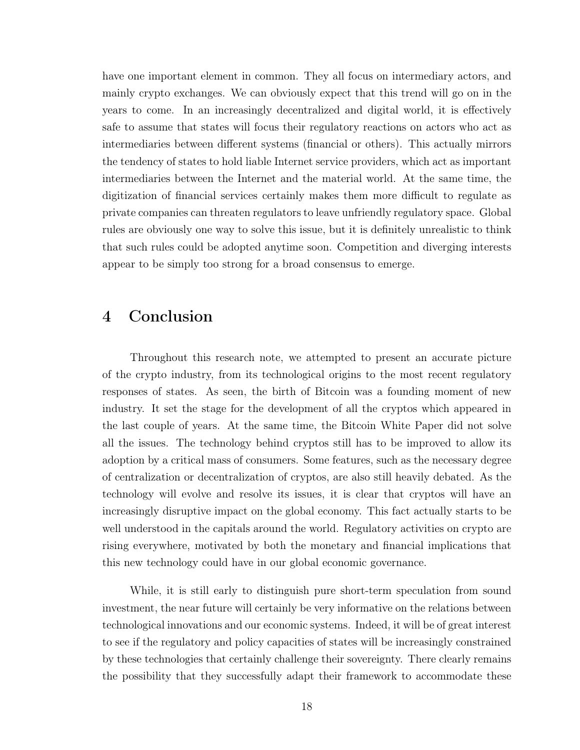have one important element in common. They all focus on intermediary actors, and mainly crypto exchanges. We can obviously expect that this trend will go on in the years to come. In an increasingly decentralized and digital world, it is effectively safe to assume that states will focus their regulatory reactions on actors who act as intermediaries between different systems (financial or others). This actually mirrors the tendency of states to hold liable Internet service providers, which act as important intermediaries between the Internet and the material world. At the same time, the digitization of financial services certainly makes them more difficult to regulate as private companies can threaten regulators to leave unfriendly regulatory space. Global rules are obviously one way to solve this issue, but it is definitely unrealistic to think that such rules could be adopted anytime soon. Competition and diverging interests appear to be simply too strong for a broad consensus to emerge.

## 4 Conclusion

Throughout this research note, we attempted to present an accurate picture of the crypto industry, from its technological origins to the most recent regulatory responses of states. As seen, the birth of Bitcoin was a founding moment of new industry. It set the stage for the development of all the cryptos which appeared in the last couple of years. At the same time, the Bitcoin White Paper did not solve all the issues. The technology behind cryptos still has to be improved to allow its adoption by a critical mass of consumers. Some features, such as the necessary degree of centralization or decentralization of cryptos, are also still heavily debated. As the technology will evolve and resolve its issues, it is clear that cryptos will have an increasingly disruptive impact on the global economy. This fact actually starts to be well understood in the capitals around the world. Regulatory activities on crypto are rising everywhere, motivated by both the monetary and financial implications that this new technology could have in our global economic governance.

While, it is still early to distinguish pure short-term speculation from sound investment, the near future will certainly be very informative on the relations between technological innovations and our economic systems. Indeed, it will be of great interest to see if the regulatory and policy capacities of states will be increasingly constrained by these technologies that certainly challenge their sovereignty. There clearly remains the possibility that they successfully adapt their framework to accommodate these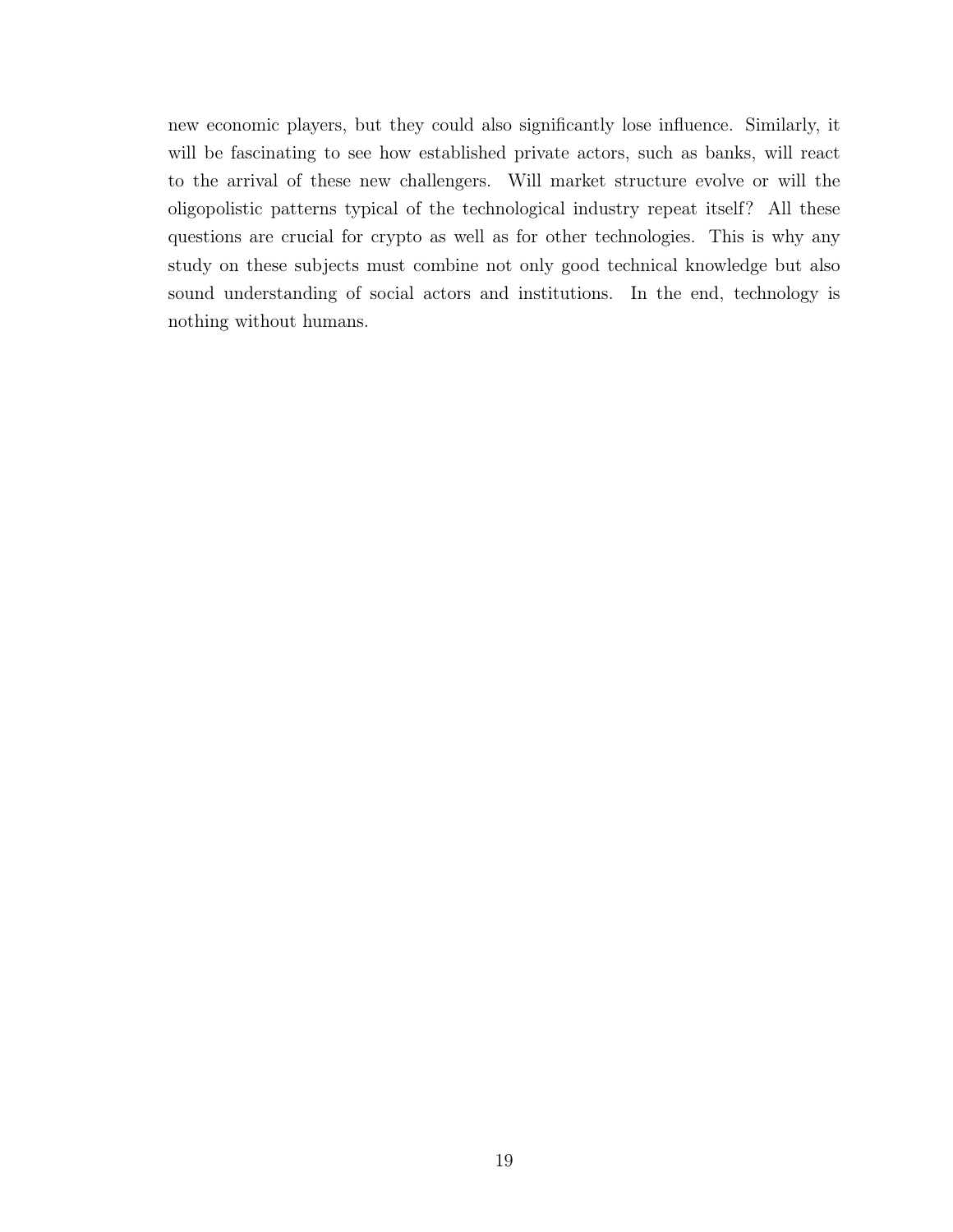new economic players, but they could also significantly lose influence. Similarly, it will be fascinating to see how established private actors, such as banks, will react to the arrival of these new challengers. Will market structure evolve or will the oligopolistic patterns typical of the technological industry repeat itself? All these questions are crucial for crypto as well as for other technologies. This is why any study on these subjects must combine not only good technical knowledge but also sound understanding of social actors and institutions. In the end, technology is nothing without humans.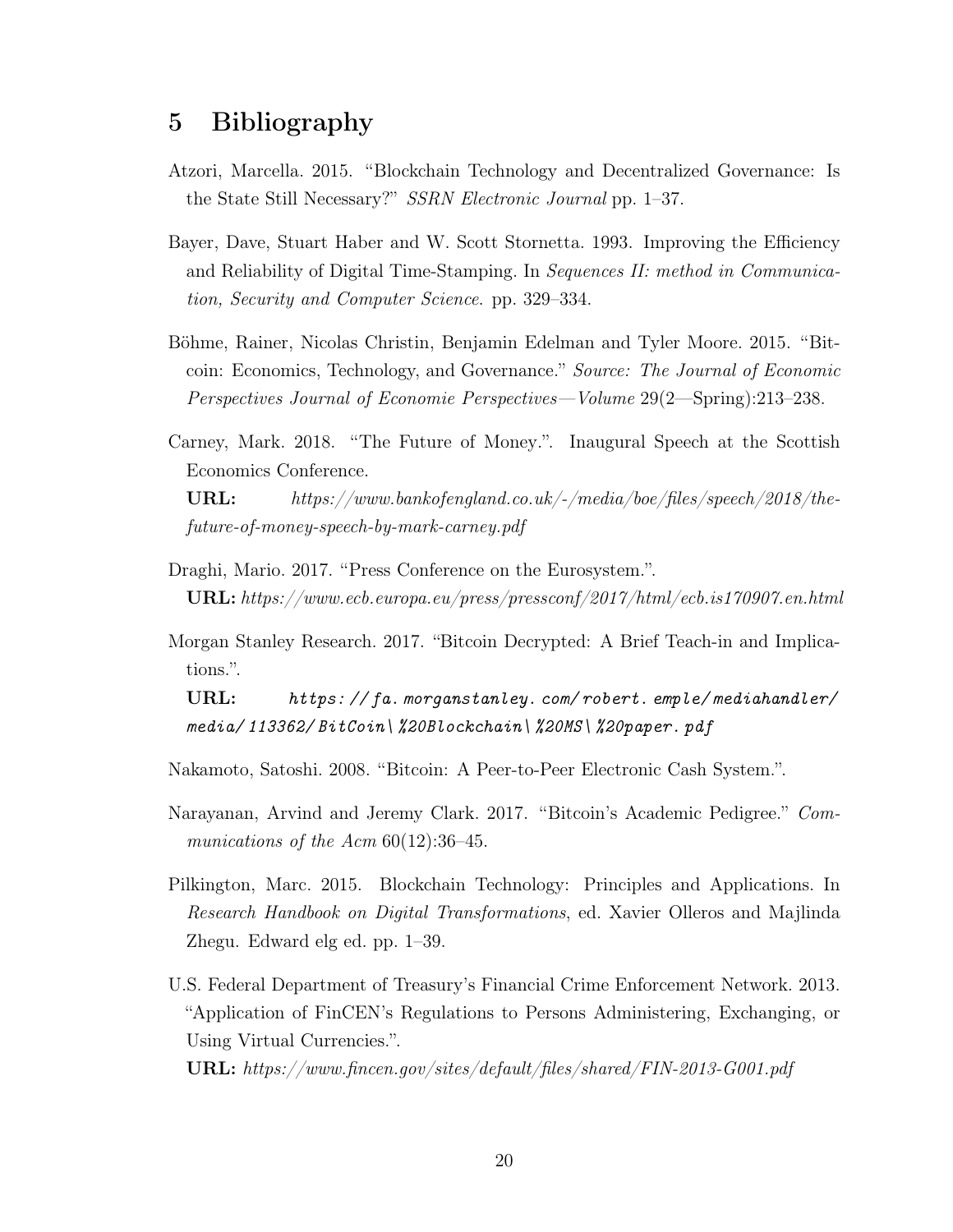# 5 Bibliography

Atzori, Marcella. 2015. "Blockchain Technology and Decentralized Governance: Is the State Still Necessary?" *SSRN Electronic Journal* pp. 1–37.

Bayer, Dave, Stuart Haber and W. Scott Stornetta. 1993. Improving the Efficiency and Reliability of Digital Time-Stamping. In *Sequences II: method in Communication, Security and Computer Science*. pp. 329–334.

Böhme, Rainer, Nicolas Christin, Benjamin Edelman and Tyler Moore. 2015. "Bitcoin: Economics, Technology, and Governance." *Source: The Journal of Economic Perspectives Journal of Economie Perspectives—Volume* 29(2—Spring):213–238.

Carney, Mark. 2018. "The Future of Money.". Inaugural Speech at the Scottish Economics Conference.
**URL:** *https://www.bankofengland.co.uk/-/media/boe/files/speech/2018/the-future-of-money-speech-by-mark-carney.pdf*

Draghi, Mario. 2017. "Press Conference on the Eurosystem.".
**URL:** *https://www.ecb.europa.eu/press/pressconf/2017/html/ecb.is170907.en.html*

Morgan Stanley Research. 2017. "Bitcoin Decrypted: A Brief Teach-in and Implications.".
**URL:** *https://fa.morganstanley.com/robert.emple/mediahandler/media/113362/BitCoin\%20Blockchain\%20MS\%20paper.pdf*

Nakamoto, Satoshi. 2008. "Bitcoin: A Peer-to-Peer Electronic Cash System.".

Narayanan, Arvind and Jeremy Clark. 2017. "Bitcoin's Academic Pedigree." *Communications of the Acm* 60(12):36–45.

Pilkington, Marc. 2015. Blockchain Technology: Principles and Applications. In *Research Handbook on Digital Transformations*, ed. Xavier Olleros and Majlinda Zhegu. Edward elg ed. pp. 1–39.

U.S. Federal Department of Treasury's Financial Crime Enforcement Network. 2013. "Application of FinCEN's Regulations to Persons Administering, Exchanging, or Using Virtual Currencies.".
**URL:** *https://www.fincen.gov/sites/default/files/shared/FIN-2013-G001.pdf*